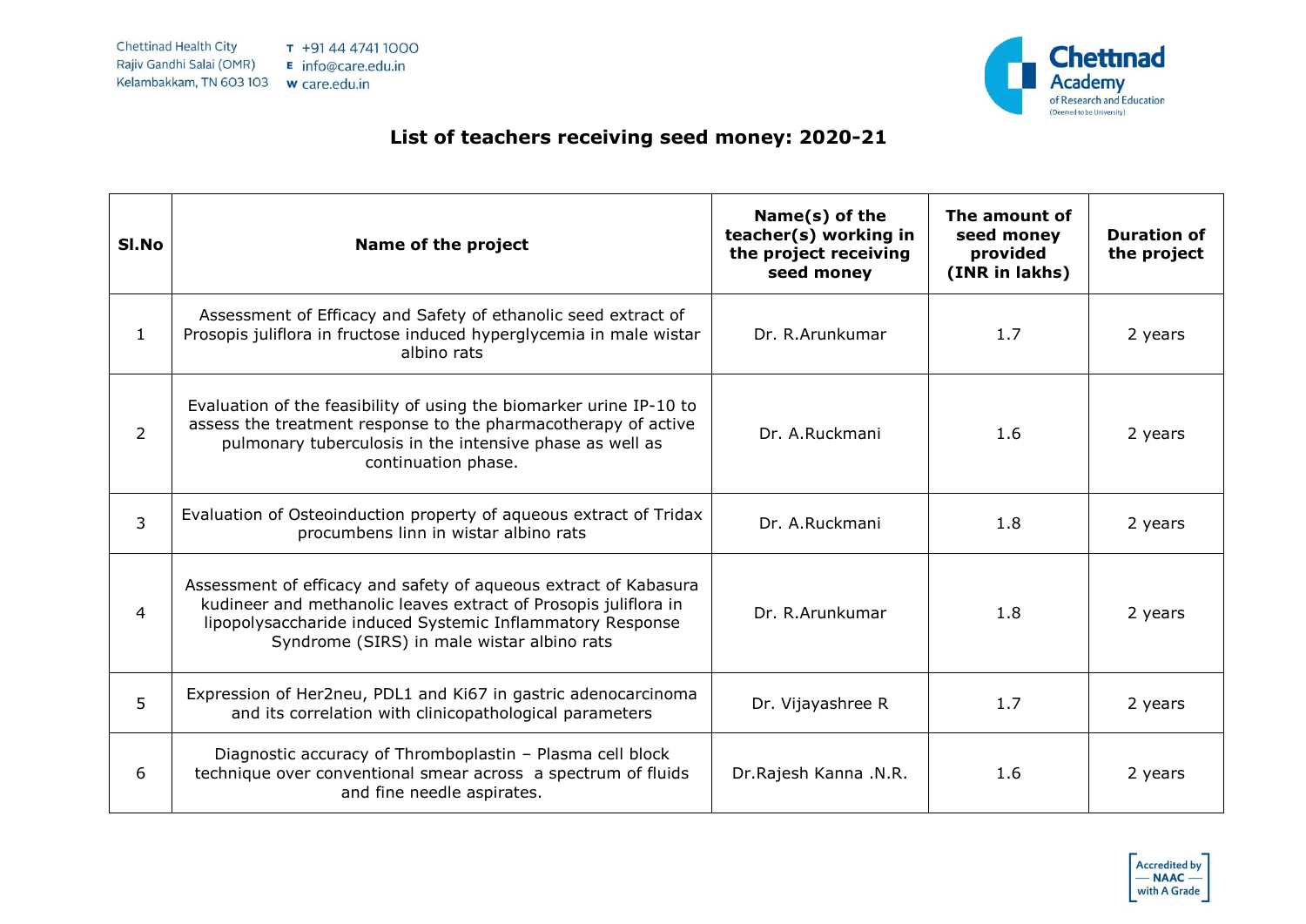## List of teachers receiving seed money: 2020-21

| Sl.No | Name of the project | Name(s) of the teacher(s) working in the project receiving seed money | The amount of seed money provided (INR in lakhs) | Duration of the project |
|---|---|---|---|---|
| 1 | Assessment of Efficacy and Safety of ethanolic seed extract of Prosopis juliflora in fructose induced hyperglycemia in male wistar albino rats | Dr. R.Arunkumar | 1.7 | 2 years |
| 2 | Evaluation of the feasibility of using the biomarker urine IP-10 to assess the treatment response to the pharmacotherapy of active pulmonary tuberculosis in the intensive phase as well as continuation phase. | Dr. A.Ruckmani | 1.6 | 2 years |
| 3 | Evaluation of Osteoinduction property of aqueous extract of Tridax procumbens linn in wistar albino rats | Dr. A.Ruckmani | 1.8 | 2 years |
| 4 | Assessment of efficacy and safety of aqueous extract of Kabasura kudineer and methanolic leaves extract of Prosopis juliflora in lipopolysaccharide induced Systemic Inflammatory Response Syndrome (SIRS) in male wistar albino rats | Dr. R.Arunkumar | 1.8 | 2 years |
| 5 | Expression of Her2neu, PDL1 and Ki67 in gastric adenocarcinoma and its correlation with clinicopathological parameters | Dr. Vijayashree R | 1.7 | 2 years |
| 6 | Diagnostic accuracy of Thromboplastin – Plasma cell block technique over conventional smear across a spectrum of fluids and fine needle aspirates. | Dr.Rajesh Kanna .N.R. | 1.6 | 2 years |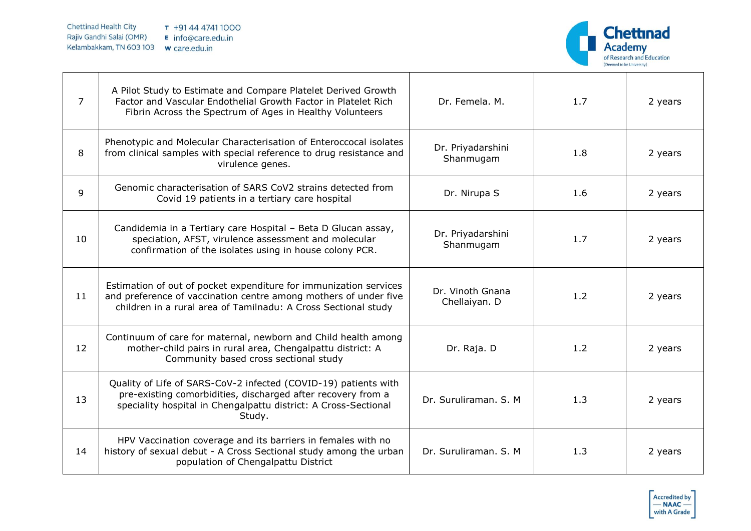| 7 | A Pilot Study to Estimate and Compare Platelet Derived Growth Factor and Vascular Endothelial Growth Factor in Platelet Rich Fibrin Across the Spectrum of Ages in Healthy Volunteers | Dr. Femela. M. | 1.7 | 2 years |
|---|---|---|---|---|
| 8 | Phenotypic and Molecular Characterisation of Enteroccocal isolates from clinical samples with special reference to drug resistance and virulence genes. | Dr. Priyadarshini Shanmugam | 1.8 | 2 years |
| 9 | Genomic characterisation of SARS CoV2 strains detected from Covid 19 patients in a tertiary care hospital | Dr. Nirupa S | 1.6 | 2 years |
| 10 | Candidemia in a Tertiary care Hospital – Beta D Glucan assay, speciation, AFST, virulence assessment and molecular confirmation of the isolates using in house colony PCR. | Dr. Priyadarshini Shanmugam | 1.7 | 2 years |
| 11 | Estimation of out of pocket expenditure for immunization services and preference of vaccination centre among mothers of under five children in a rural area of Tamilnadu: A Cross Sectional study | Dr. Vinoth Gnana Chellaiyan. D | 1.2 | 2 years |
| 12 | Continuum of care for maternal, newborn and Child health among mother-child pairs in rural area, Chengalpattu district: A Community based cross sectional study | Dr. Raja. D | 1.2 | 2 years |
| 13 | Quality of Life of SARS-CoV-2 infected (COVID-19) patients with pre-existing comorbidities, discharged after recovery from a speciality hospital in Chengalpattu district: A Cross-Sectional Study. | Dr. Suruliraman. S. M | 1.3 | 2 years |
| 14 | HPV Vaccination coverage and its barriers in females with no history of sexual debut - A Cross Sectional study among the urban population of Chengalpattu District | Dr. Suruliraman. S. M | 1.3 | 2 years |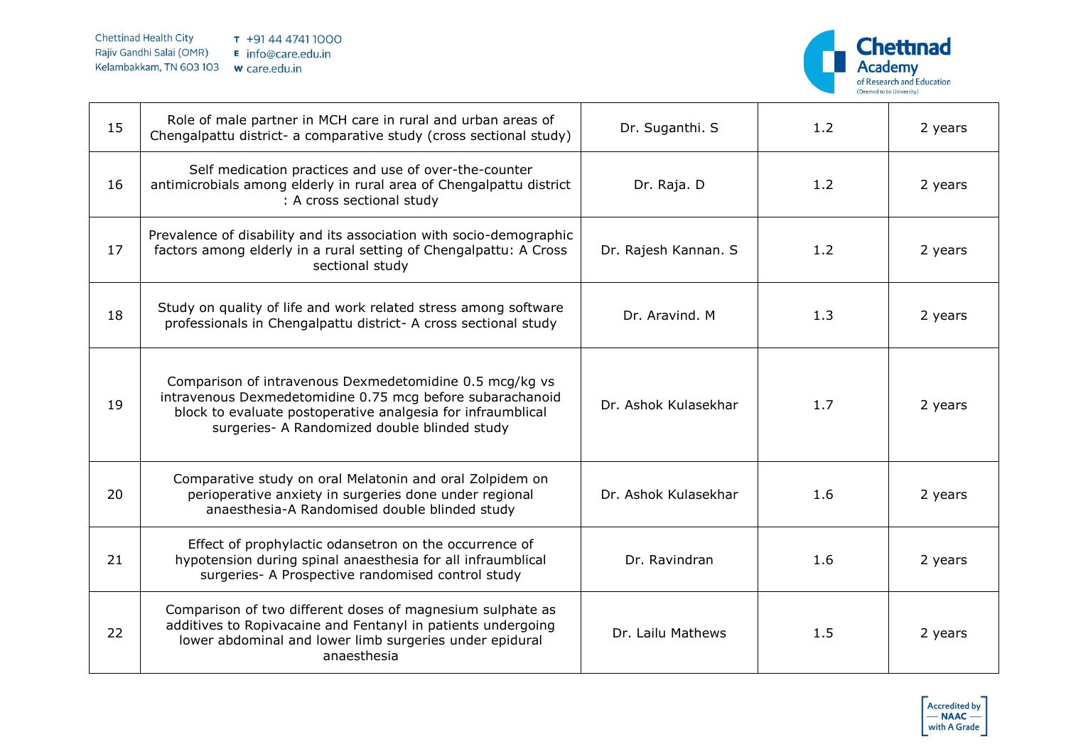| 15 | Role of male partner in MCH care in rural and urban areas of Chengalpattu district- a comparative study (cross sectional study) | Dr. Suganthi. S | 1.2 | 2 years |
|---|---|---|---|---|
| 16 | Self medication practices and use of over-the-counter antimicrobials among elderly in rural area of Chengalpattu district : A cross sectional study | Dr. Raja. D | 1.2 | 2 years |
| 17 | Prevalence of disability and its association with socio-demographic factors among elderly in a rural setting of Chengalpattu: A Cross sectional study | Dr. Rajesh Kannan. S | 1.2 | 2 years |
| 18 | Study on quality of life and work related stress among software professionals in Chengalpattu district- A cross sectional study | Dr. Aravind. M | 1.3 | 2 years |
| 19 | Comparison of intravenous Dexmedetomidine 0.5 mcg/kg vs intravenous Dexmedetomidine 0.75 mcg before subarachanoid block to evaluate postoperative analgesia for infraumblical surgeries- A Randomized double blinded study | Dr. Ashok Kulasekhar | 1.7 | 2 years |
| 20 | Comparative study on oral Melatonin and oral Zolpidem on perioperative anxiety in surgeries done under regional anaesthesia-A Randomised double blinded study | Dr. Ashok Kulasekhar | 1.6 | 2 years |
| 21 | Effect of prophylactic odansetron on the occurrence of hypotension during spinal anaesthesia for all infraumblical surgeries- A Prospective randomised control study | Dr. Ravindran | 1.6 | 2 years |
| 22 | Comparison of two different doses of magnesium sulphate as additives to Ropivacaine and Fentanyl in patients undergoing lower abdominal and lower limb surgeries under epidural anaesthesia | Dr. Lailu Mathews | 1.5 | 2 years |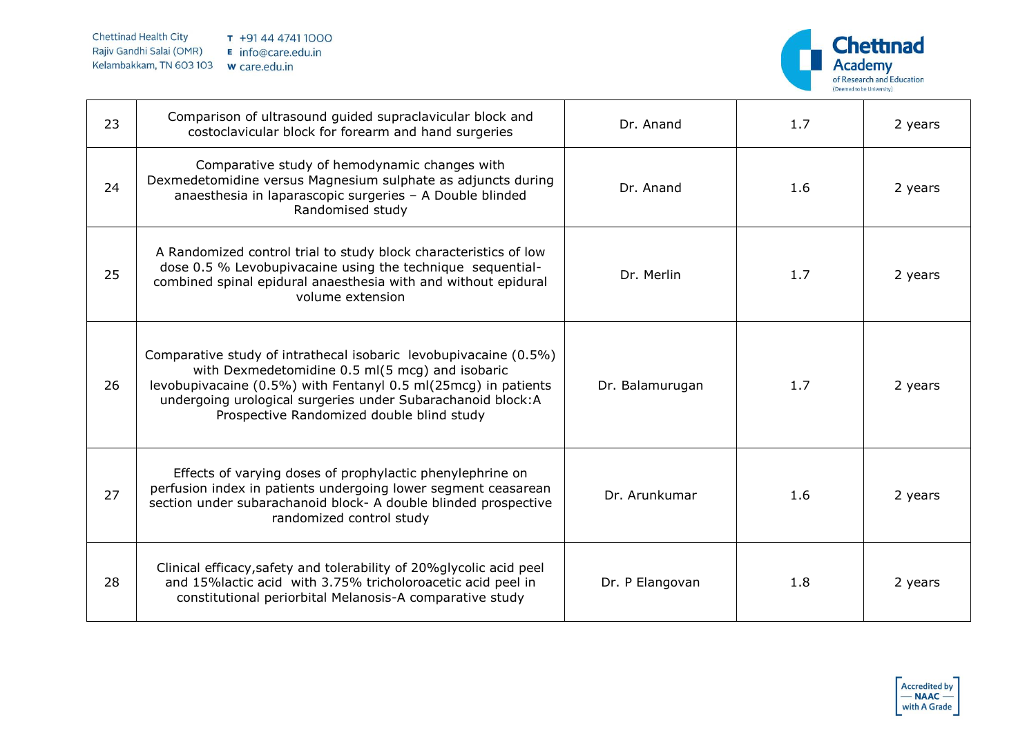| 23 | Comparison of ultrasound guided supraclavicular block and costoclavicular block for forearm and hand surgeries | Dr. Anand | 1.7 | 2 years |
|---|---|---|---|---|
| 24 | Comparative study of hemodynamic changes with Dexmedetomidine versus Magnesium sulphate as adjuncts during anaesthesia in laparascopic surgeries – A Double blinded Randomised study | Dr. Anand | 1.6 | 2 years |
| 25 | A Randomized control trial to study block characteristics of low dose 0.5 % Levobupivacaine using the technique sequential-combined spinal epidural anaesthesia with and without epidural volume extension | Dr. Merlin | 1.7 | 2 years |
| 26 | Comparative study of intrathecal isobaric levobupivacaine (0.5%) with Dexmedetomidine 0.5 ml(5 mcg) and isobaric levobupivacaine (0.5%) with Fentanyl 0.5 ml(25mcg) in patients undergoing urological surgeries under Subarachanoid block:A Prospective Randomized double blind study | Dr. Balamurugan | 1.7 | 2 years |
| 27 | Effects of varying doses of prophylactic phenylephrine on perfusion index in patients undergoing lower segment ceasarean section under subarachanoid block- A double blinded prospective randomized control study | Dr. Arunkumar | 1.6 | 2 years |
| 28 | Clinical efficacy,safety and tolerability of 20%glycolic acid peel and 15%lactic acid with 3.75% tricholoroacetic acid peel in constitutional periorbital Melanosis-A comparative study | Dr. P Elangovan | 1.8 | 2 years |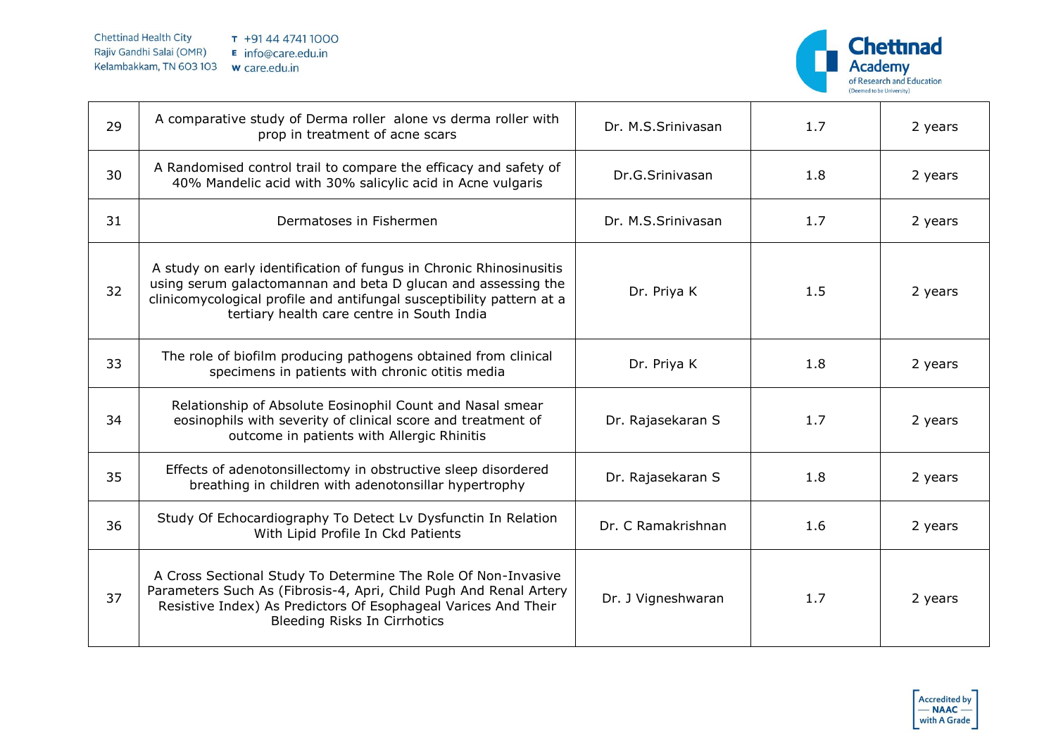| 29 | A comparative study of Derma roller alone vs derma roller with prop in treatment of acne scars | Dr. M.S.Srinivasan | 1.7 | 2 years |
|---|---|---|---|---|
| 30 | A Randomised control trail to compare the efficacy and safety of 40% Mandelic acid with 30% salicylic acid in Acne vulgaris | Dr.G.Srinivasan | 1.8 | 2 years |
| 31 | Dermatoses in Fishermen | Dr. M.S.Srinivasan | 1.7 | 2 years |
| 32 | A study on early identification of fungus in Chronic Rhinosinusitis using serum galactomannan and beta D glucan and assessing the clinicomycological profile and antifungal susceptibility pattern at a tertiary health care centre in South India | Dr. Priya K | 1.5 | 2 years |
| 33 | The role of biofilm producing pathogens obtained from clinical specimens in patients with chronic otitis media | Dr. Priya K | 1.8 | 2 years |
| 34 | Relationship of Absolute Eosinophil Count and Nasal smear eosinophils with severity of clinical score and treatment of outcome in patients with Allergic Rhinitis | Dr. Rajasekaran S | 1.7 | 2 years |
| 35 | Effects of adenotonsillectomy in obstructive sleep disordered breathing in children with adenotonsillar hypertrophy | Dr. Rajasekaran S | 1.8 | 2 years |
| 36 | Study Of Echocardiography To Detect Lv Dysfunctin In Relation With Lipid Profile In Ckd Patients | Dr. C Ramakrishnan | 1.6 | 2 years |
| 37 | A Cross Sectional Study To Determine The Role Of Non-Invasive Parameters Such As (Fibrosis-4, Apri, Child Pugh And Renal Artery Resistive Index) As Predictors Of Esophageal Varices And Their Bleeding Risks In Cirrhotics | Dr. J Vigneshwaran | 1.7 | 2 years |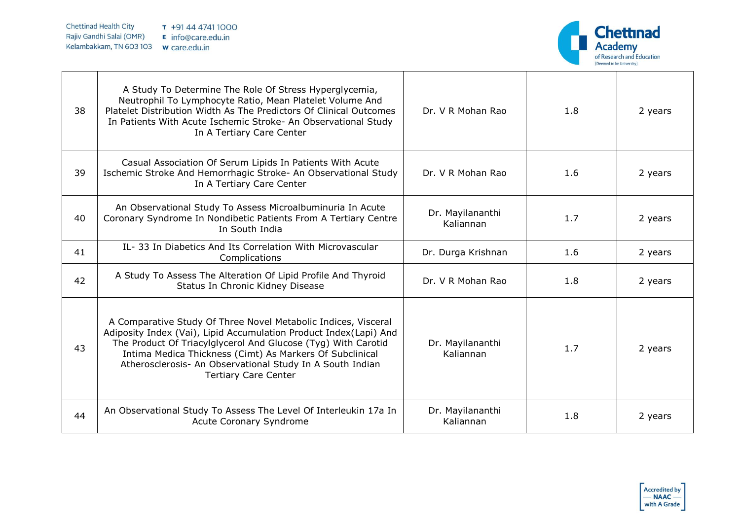| 38 | A Study To Determine The Role Of Stress Hyperglycemia, Neutrophil To Lymphocyte Ratio, Mean Platelet Volume And Platelet Distribution Width As The Predictors Of Clinical Outcomes In Patients With Acute Ischemic Stroke- An Observational Study In A Tertiary Care Center | Dr. V R Mohan Rao | 1.8 | 2 years |
|---|---|---|---|---|
| 39 | Casual Association Of Serum Lipids In Patients With Acute Ischemic Stroke And Hemorrhagic Stroke- An Observational Study In A Tertiary Care Center | Dr. V R Mohan Rao | 1.6 | 2 years |
| 40 | An Observational Study To Assess Microalbuminuria In Acute Coronary Syndrome In Nondibetic Patients From A Tertiary Centre In South India | Dr. Mayilananthi Kaliannan | 1.7 | 2 years |
| 41 | IL- 33 In Diabetics And Its Correlation With Microvascular Complications | Dr. Durga Krishnan | 1.6 | 2 years |
| 42 | A Study To Assess The Alteration Of Lipid Profile And Thyroid Status In Chronic Kidney Disease | Dr. V R Mohan Rao | 1.8 | 2 years |
| 43 | A Comparative Study Of Three Novel Metabolic Indices, Visceral Adiposity Index (Vai), Lipid Accumulation Product Index(Lapi) And The Product Of Triacylglycerol And Glucose (Tyg) With Carotid Intima Medica Thickness (Cimt) As Markers Of Subclinical Atherosclerosis- An Observational Study In A South Indian Tertiary Care Center | Dr. Mayilananthi Kaliannan | 1.7 | 2 years |
| 44 | An Observational Study To Assess The Level Of Interleukin 17a In Acute Coronary Syndrome | Dr. Mayilananthi Kaliannan | 1.8 | 2 years |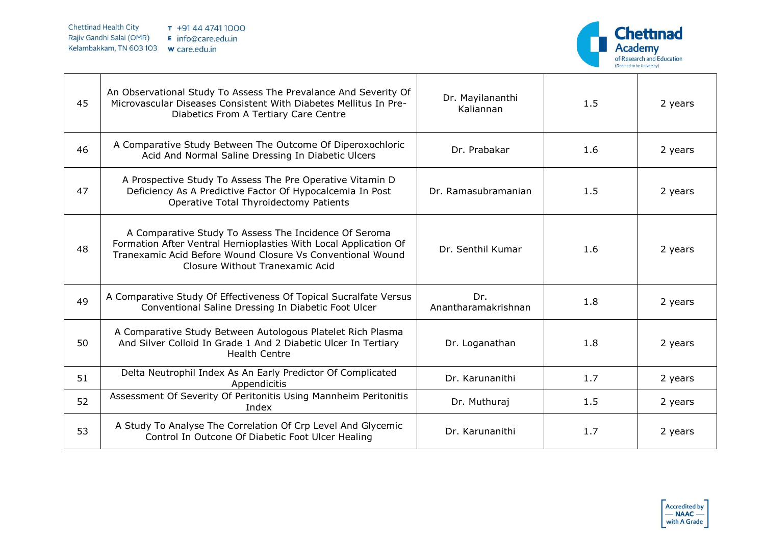| 45 | An Observational Study To Assess The Prevalance And Severity Of Microvascular Diseases Consistent With Diabetes Mellitus In Pre-Diabetics From A Tertiary Care Centre | Dr. Mayilananthi Kaliannan | 1.5 | 2 years |
|---|---|---|---|---|
| 46 | A Comparative Study Between The Outcome Of Diperoxochloric Acid And Normal Saline Dressing In Diabetic Ulcers | Dr. Prabakar | 1.6 | 2 years |
| 47 | A Prospective Study To Assess The Pre Operative Vitamin D Deficiency As A Predictive Factor Of Hypocalcemia In Post Operative Total Thyroidectomy Patients | Dr. Ramasubramanian | 1.5 | 2 years |
| 48 | A Comparative Study To Assess The Incidence Of Seroma Formation After Ventral Hernioplasties With Local Application Of Tranexamic Acid Before Wound Closure Vs Conventional Wound Closure Without Tranexamic Acid | Dr. Senthil Kumar | 1.6 | 2 years |
| 49 | A Comparative Study Of Effectiveness Of Topical Sucralfate Versus Conventional Saline Dressing In Diabetic Foot Ulcer | Dr. Anantharamakrishnan | 1.8 | 2 years |
| 50 | A Comparative Study Between Autologous Platelet Rich Plasma And Silver Colloid In Grade 1 And 2 Diabetic Ulcer In Tertiary Health Centre | Dr. Loganathan | 1.8 | 2 years |
| 51 | Delta Neutrophil Index As An Early Predictor Of Complicated Appendicitis | Dr. Karunanithi | 1.7 | 2 years |
| 52 | Assessment Of Severity Of Peritonitis Using Mannheim Peritonitis Index | Dr. Muthuraj | 1.5 | 2 years |
| 53 | A Study To Analyse The Correlation Of Crp Level And Glycemic Control In Outcone Of Diabetic Foot Ulcer Healing | Dr. Karunanithi | 1.7 | 2 years |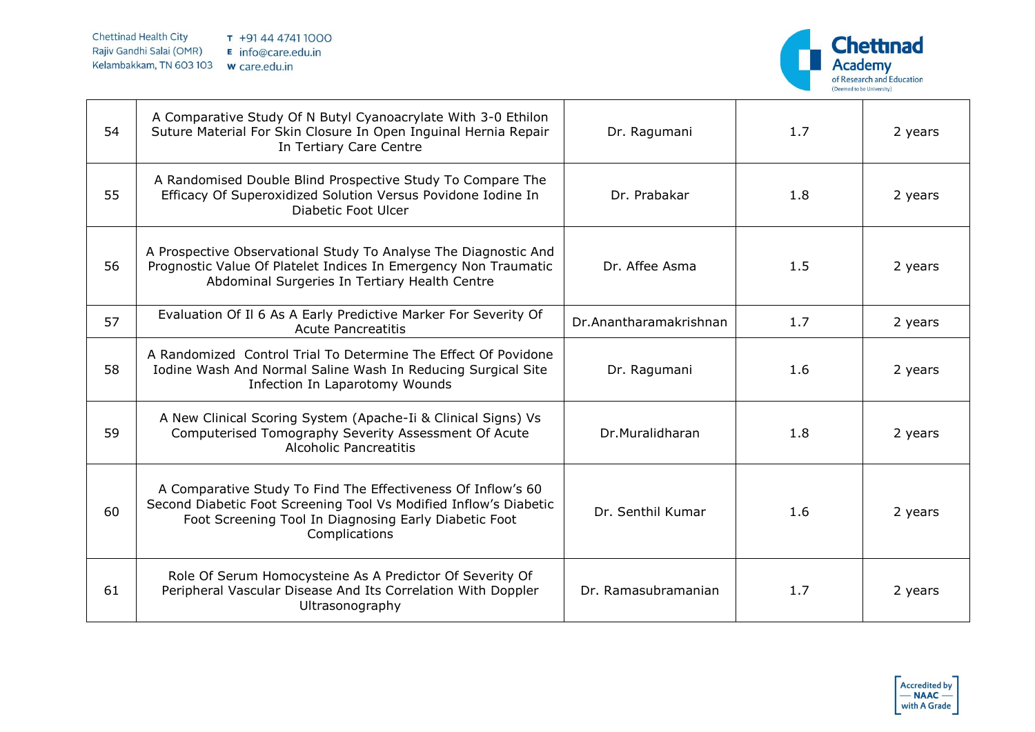| | | | | |
|---|---|---|---|---|
| 54 | A Comparative Study Of N Butyl Cyanoacrylate With 3-0 Ethilon Suture Material For Skin Closure In Open Inguinal Hernia Repair In Tertiary Care Centre | Dr. Ragumani | 1.7 | 2 years |
| 55 | A Randomised Double Blind Prospective Study To Compare The Efficacy Of Superoxidized Solution Versus Povidone Iodine In Diabetic Foot Ulcer | Dr. Prabakar | 1.8 | 2 years |
| 56 | A Prospective Observational Study To Analyse The Diagnostic And Prognostic Value Of Platelet Indices In Emergency Non Traumatic Abdominal Surgeries In Tertiary Health Centre | Dr. Affee Asma | 1.5 | 2 years |
| 57 | Evaluation Of Il 6 As A Early Predictive Marker For Severity Of Acute Pancreatitis | Dr.Anantharamakrishnan | 1.7 | 2 years |
| 58 | A Randomized Control Trial To Determine The Effect Of Povidone Iodine Wash And Normal Saline Wash In Reducing Surgical Site Infection In Laparotomy Wounds | Dr. Ragumani | 1.6 | 2 years |
| 59 | A New Clinical Scoring System (Apache-Ii & Clinical Signs) Vs Computerised Tomography Severity Assessment Of Acute Alcoholic Pancreatitis | Dr.Muralidharan | 1.8 | 2 years |
| 60 | A Comparative Study To Find The Effectiveness Of Inflow's 60 Second Diabetic Foot Screening Tool Vs Modified Inflow's Diabetic Foot Screening Tool In Diagnosing Early Diabetic Foot Complications | Dr. Senthil Kumar | 1.6 | 2 years |
| 61 | Role Of Serum Homocysteine As A Predictor Of Severity Of Peripheral Vascular Disease And Its Correlation With Doppler Ultrasonography | Dr. Ramasubramanian | 1.7 | 2 years |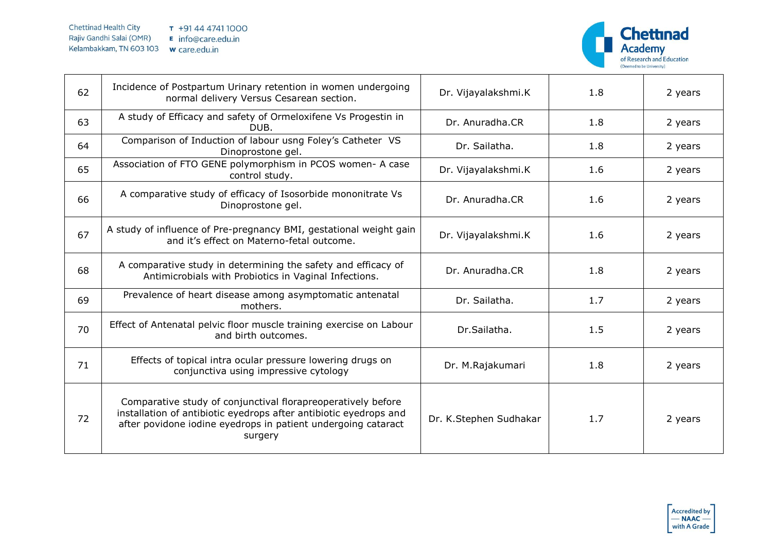| 62 | Incidence of Postpartum Urinary retention in women undergoing normal delivery Versus Cesarean section. | Dr. Vijayalakshmi.K | 1.8 | 2 years |
|---|---|---|---|---|
| 63 | A study of Efficacy and safety of Ormeloxifene Vs Progestin in DUB. | Dr. Anuradha.CR | 1.8 | 2 years |
| 64 | Comparison of Induction of labour usng Foley's Catheter VS Dinoprostone gel. | Dr. Sailatha. | 1.8 | 2 years |
| 65 | Association of FTO GENE polymorphism in PCOS women- A case control study. | Dr. Vijayalakshmi.K | 1.6 | 2 years |
| 66 | A comparative study of efficacy of Isosorbide mononitrate Vs Dinoprostone gel. | Dr. Anuradha.CR | 1.6 | 2 years |
| 67 | A study of influence of Pre-pregnancy BMI, gestational weight gain and it's effect on Materno-fetal outcome. | Dr. Vijayalakshmi.K | 1.6 | 2 years |
| 68 | A comparative study in determining the safety and efficacy of Antimicrobials with Probiotics in Vaginal Infections. | Dr. Anuradha.CR | 1.8 | 2 years |
| 69 | Prevalence of heart disease among asymptomatic antenatal mothers. | Dr. Sailatha. | 1.7 | 2 years |
| 70 | Effect of Antenatal pelvic floor muscle training exercise on Labour and birth outcomes. | Dr.Sailatha. | 1.5 | 2 years |
| 71 | Effects of topical intra ocular pressure lowering drugs on conjunctiva using impressive cytology | Dr. M.Rajakumari | 1.8 | 2 years |
| 72 | Comparative study of conjunctival florapreoperatively before installation of antibiotic eyedrops after antibiotic eyedrops and after povidone iodine eyedrops in patient undergoing cataract surgery | Dr. K.Stephen Sudhakar | 1.7 | 2 years |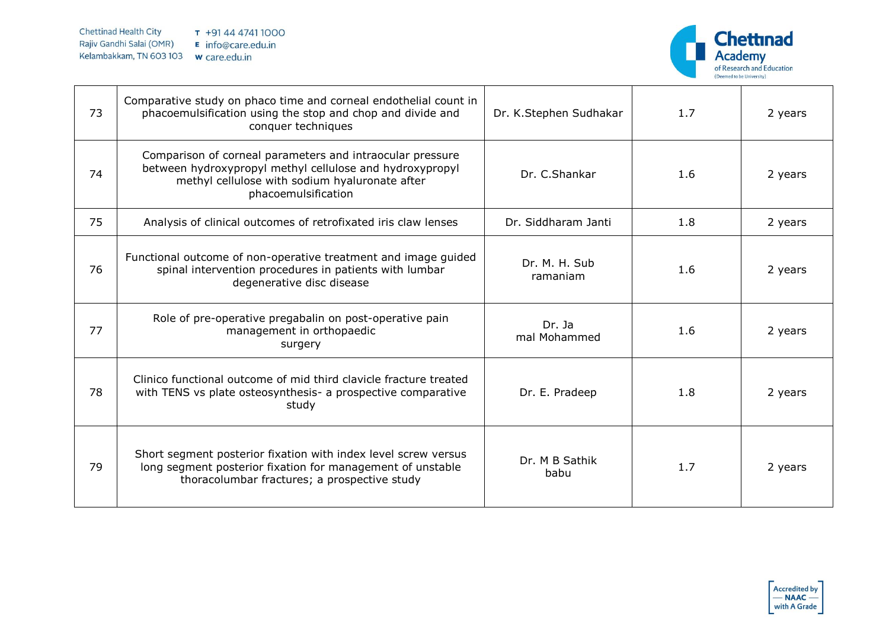| 73 | Comparative study on phaco time and corneal endothelial count in phacoemulsification using the stop and chop and divide and conquer techniques | Dr. K.Stephen Sudhakar | 1.7 | 2 years |
|---|---|---|---|---|
| 74 | Comparison of corneal parameters and intraocular pressure between hydroxypropyl methyl cellulose and hydroxypropyl methyl cellulose with sodium hyaluronate after phacoemulsification | Dr. C.Shankar | 1.6 | 2 years |
| 75 | Analysis of clinical outcomes of retrofixated iris claw lenses | Dr. Siddharam Janti | 1.8 | 2 years |
| 76 | Functional outcome of non-operative treatment and image guided spinal intervention procedures in patients with lumbar degenerative disc disease | Dr. M. H. Sub ramaniam | 1.6 | 2 years |
| 77 | Role of pre-operative pregabalin on post-operative pain management in orthopaedic surgery | Dr. Ja mal Mohammed | 1.6 | 2 years |
| 78 | Clinico functional outcome of mid third clavicle fracture treated with TENS vs plate osteosynthesis- a prospective comparative study | Dr. E. Pradeep | 1.8 | 2 years |
| 79 | Short segment posterior fixation with index level screw versus long segment posterior fixation for management of unstable thoracolumbar fractures; a prospective study | Dr. M B Sathik babu | 1.7 | 2 years |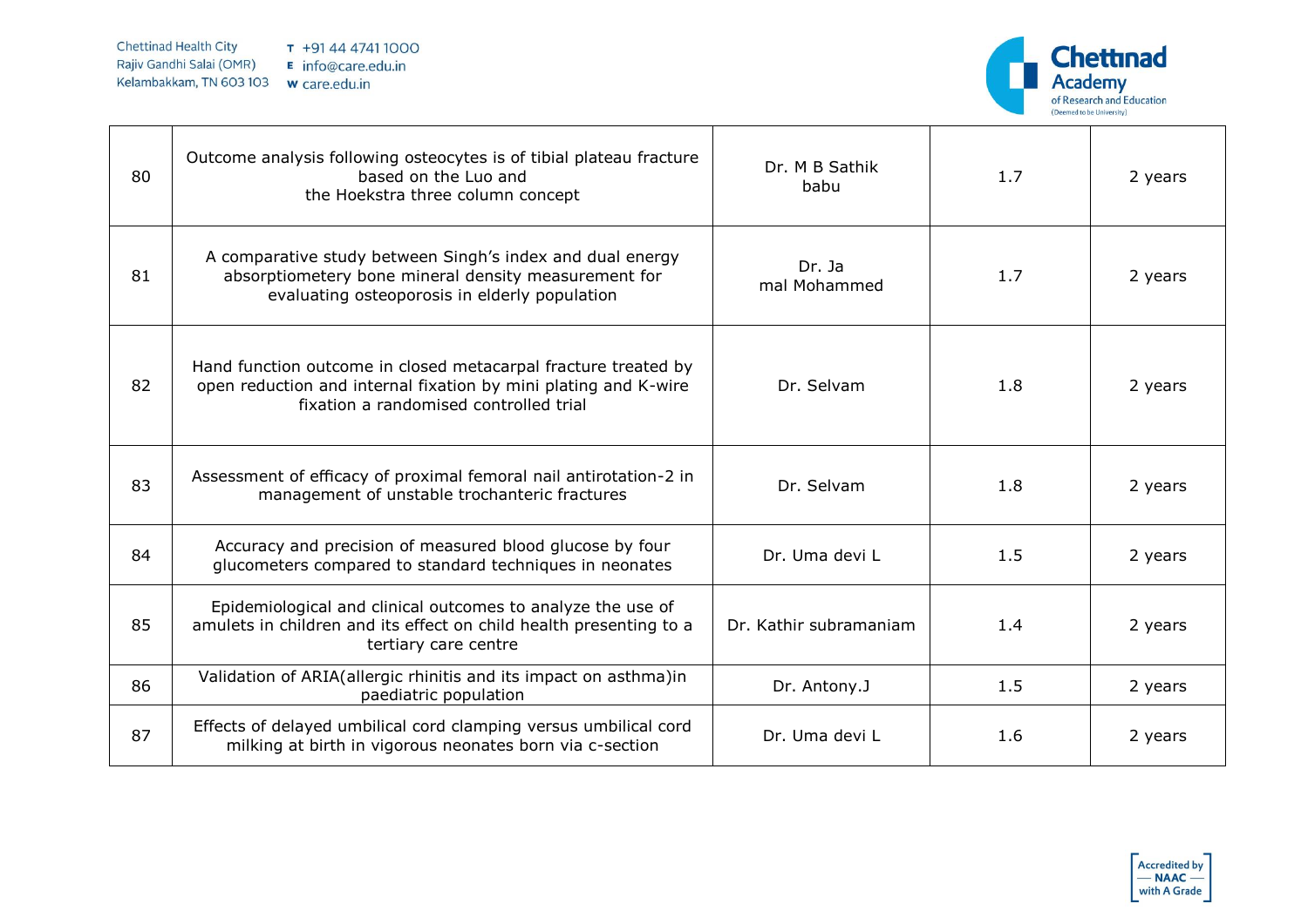| 80 | Outcome analysis following osteocytes is of tibial plateau fracture based on the Luo and the Hoekstra three column concept | Dr. M B Sathik babu | 1.7 | 2 years |
|---|---|---|---|---|
| 81 | A comparative study between Singh's index and dual energy absorptiometery bone mineral density measurement for evaluating osteoporosis in elderly population | Dr. Ja mal Mohammed | 1.7 | 2 years |
| 82 | Hand function outcome in closed metacarpal fracture treated by open reduction and internal fixation by mini plating and K-wire fixation a randomised controlled trial | Dr. Selvam | 1.8 | 2 years |
| 83 | Assessment of efficacy of proximal femoral nail antirotation-2 in management of unstable trochanteric fractures | Dr. Selvam | 1.8 | 2 years |
| 84 | Accuracy and precision of measured blood glucose by four glucometers compared to standard techniques in neonates | Dr. Uma devi L | 1.5 | 2 years |
| 85 | Epidemiological and clinical outcomes to analyze the use of amulets in children and its effect on child health presenting to a tertiary care centre | Dr. Kathir subramaniam | 1.4 | 2 years |
| 86 | Validation of ARIA(allergic rhinitis and its impact on asthma)in paediatric population | Dr. Antony.J | 1.5 | 2 years |
| 87 | Effects of delayed umbilical cord clamping versus umbilical cord milking at birth in vigorous neonates born via c-section | Dr. Uma devi L | 1.6 | 2 years |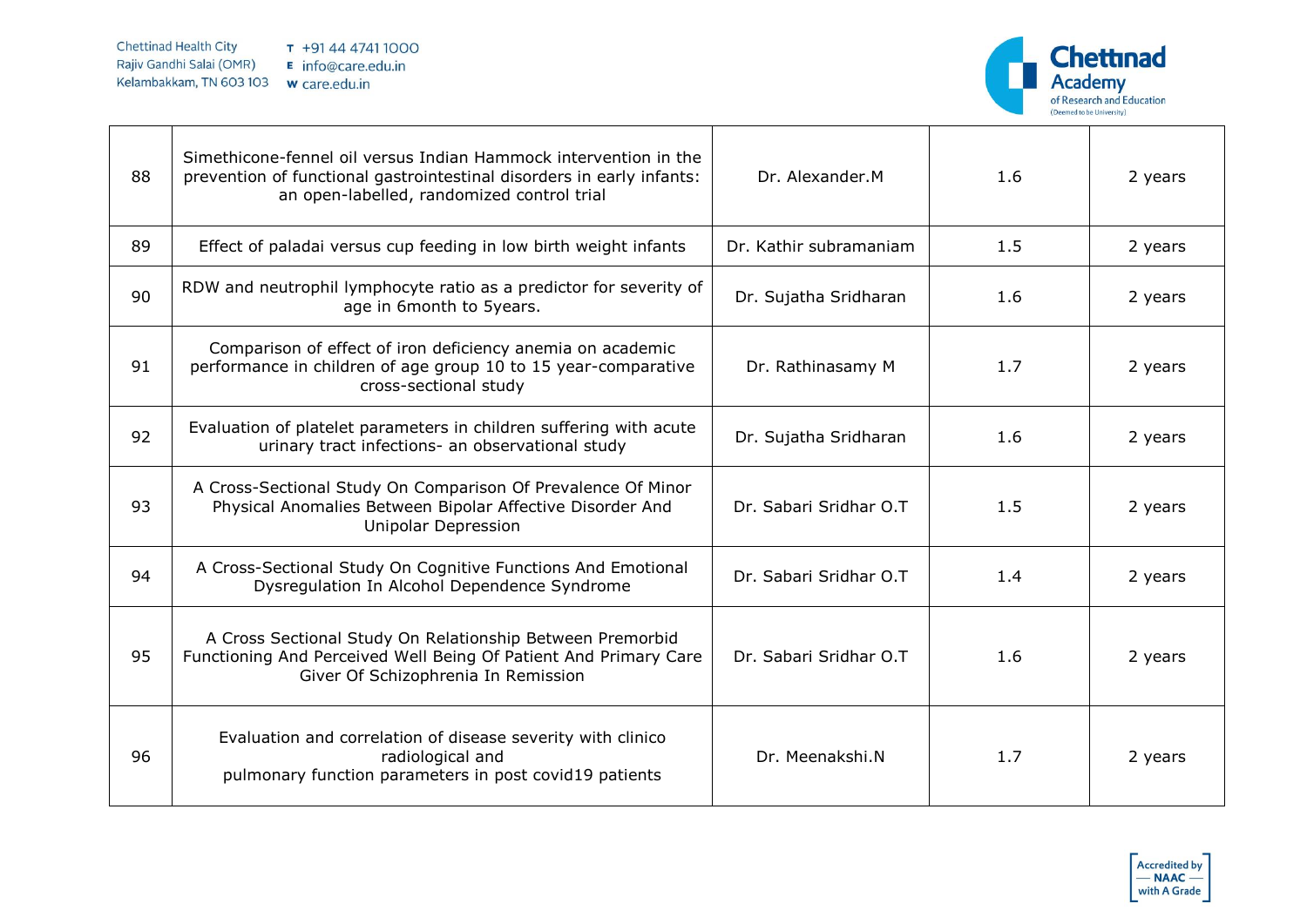| 88 | Simethicone-fennel oil versus Indian Hammock intervention in the prevention of functional gastrointestinal disorders in early infants: an open-labelled, randomized control trial | Dr. Alexander.M | 1.6 | 2 years |
|---|---|---|---|---|
| 89 | Effect of paladai versus cup feeding in low birth weight infants | Dr. Kathir subramaniam | 1.5 | 2 years |
| 90 | RDW and neutrophil lymphocyte ratio as a predictor for severity of age in 6month to 5years. | Dr. Sujatha Sridharan | 1.6 | 2 years |
| 91 | Comparison of effect of iron deficiency anemia on academic performance in children of age group 10 to 15 year-comparative cross-sectional study | Dr. Rathinasamy M | 1.7 | 2 years |
| 92 | Evaluation of platelet parameters in children suffering with acute urinary tract infections- an observational study | Dr. Sujatha Sridharan | 1.6 | 2 years |
| 93 | A Cross-Sectional Study On Comparison Of Prevalence Of Minor Physical Anomalies Between Bipolar Affective Disorder And Unipolar Depression | Dr. Sabari Sridhar O.T | 1.5 | 2 years |
| 94 | A Cross-Sectional Study On Cognitive Functions And Emotional Dysregulation In Alcohol Dependence Syndrome | Dr. Sabari Sridhar O.T | 1.4 | 2 years |
| 95 | A Cross Sectional Study On Relationship Between Premorbid Functioning And Perceived Well Being Of Patient And Primary Care Giver Of Schizophrenia In Remission | Dr. Sabari Sridhar O.T | 1.6 | 2 years |
| 96 | Evaluation and correlation of disease severity with clinico radiological and pulmonary function parameters in post covid19 patients | Dr. Meenakshi.N | 1.7 | 2 years |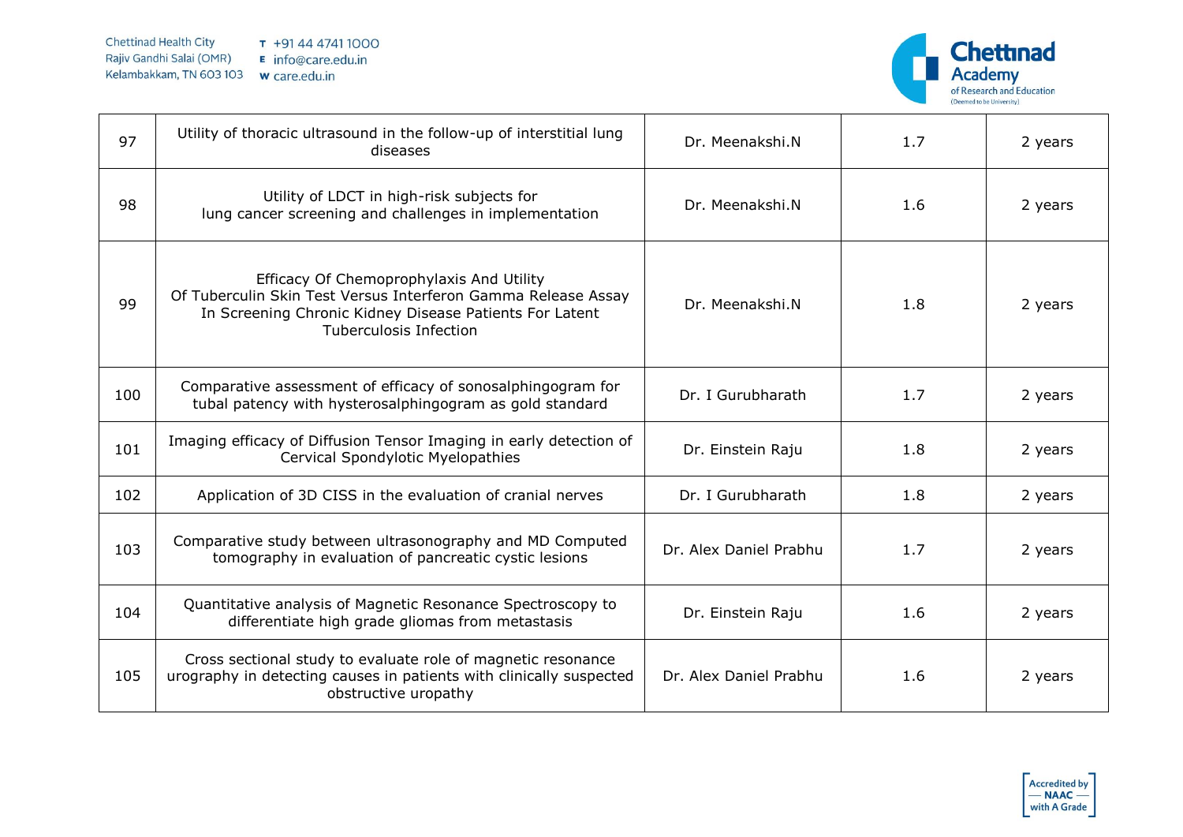| 97 | Utility of thoracic ultrasound in the follow-up of interstitial lung diseases | Dr. Meenakshi.N | 1.7 | 2 years |
|---|---|---|---|---|
| 98 | Utility of LDCT in high-risk subjects for lung cancer screening and challenges in implementation | Dr. Meenakshi.N | 1.6 | 2 years |
| 99 | Efficacy Of Chemoprophylaxis And Utility Of Tuberculin Skin Test Versus Interferon Gamma Release Assay In Screening Chronic Kidney Disease Patients For Latent Tuberculosis Infection | Dr. Meenakshi.N | 1.8 | 2 years |
| 100 | Comparative assessment of efficacy of sonosalphingogram for tubal patency with hysterosalphingogram as gold standard | Dr. I Gurubharath | 1.7 | 2 years |
| 101 | Imaging efficacy of Diffusion Tensor Imaging in early detection of Cervical Spondylotic Myelopathies | Dr. Einstein Raju | 1.8 | 2 years |
| 102 | Application of 3D CISS in the evaluation of cranial nerves | Dr. I Gurubharath | 1.8 | 2 years |
| 103 | Comparative study between ultrasonography and MD Computed tomography in evaluation of pancreatic cystic lesions | Dr. Alex Daniel Prabhu | 1.7 | 2 years |
| 104 | Quantitative analysis of Magnetic Resonance Spectroscopy to differentiate high grade gliomas from metastasis | Dr. Einstein Raju | 1.6 | 2 years |
| 105 | Cross sectional study to evaluate role of magnetic resonance urography in detecting causes in patients with clinically suspected obstructive uropathy | Dr. Alex Daniel Prabhu | 1.6 | 2 years |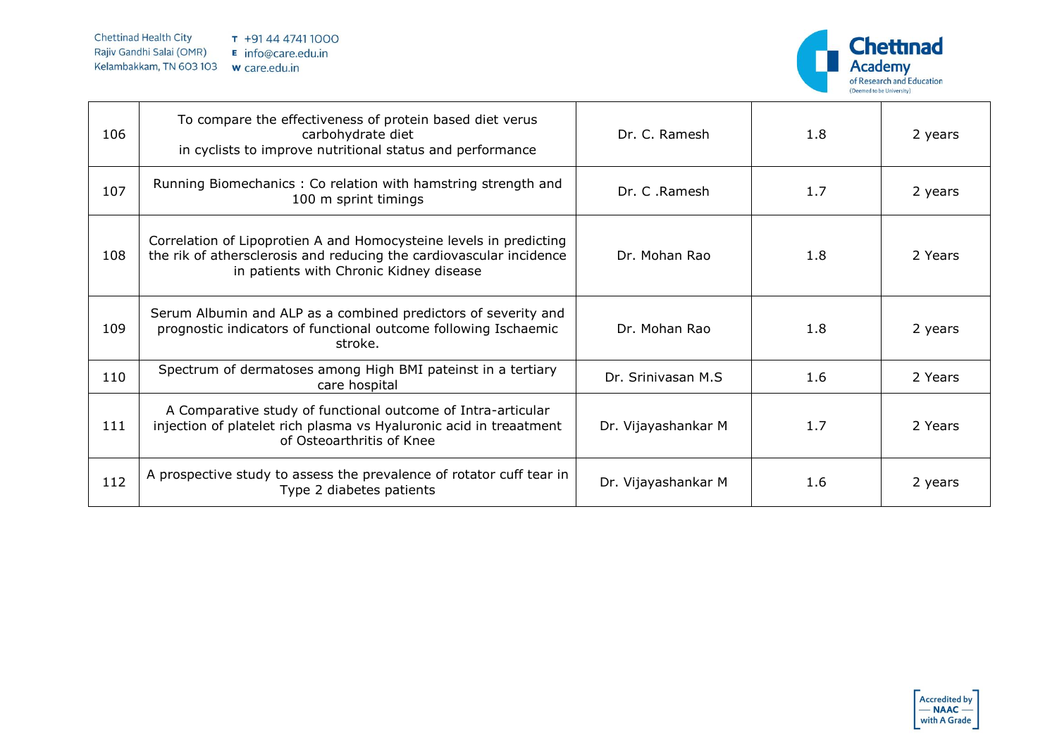| | | | | |
|---|---|---|---|---|
| 106 | To compare the effectiveness of protein based diet verus carbohydrate diet in cyclists to improve nutritional status and performance | Dr. C. Ramesh | 1.8 | 2 years |
| 107 | Running Biomechanics : Co relation with hamstring strength and 100 m sprint timings | Dr. C .Ramesh | 1.7 | 2 years |
| 108 | Correlation of Lipoprotien A and Homocysteine levels in predicting the rik of athersclerosis and reducing the cardiovascular incidence in patients with Chronic Kidney disease | Dr. Mohan Rao | 1.8 | 2 Years |
| 109 | Serum Albumin and ALP as a combined predictors of severity and prognostic indicators of functional outcome following Ischaemic stroke. | Dr. Mohan Rao | 1.8 | 2 years |
| 110 | Spectrum of dermatoses among High BMI pateinst in a tertiary care hospital | Dr. Srinivasan M.S | 1.6 | 2 Years |
| 111 | A Comparative study of functional outcome of Intra-articular injection of platelet rich plasma vs Hyaluronic acid in treaatment of Osteoarthritis of Knee | Dr. Vijayashankar M | 1.7 | 2 Years |
| 112 | A prospective study to assess the prevalence of rotator cuff tear in Type 2 diabetes patients | Dr. Vijayashankar M | 1.6 | 2 years |